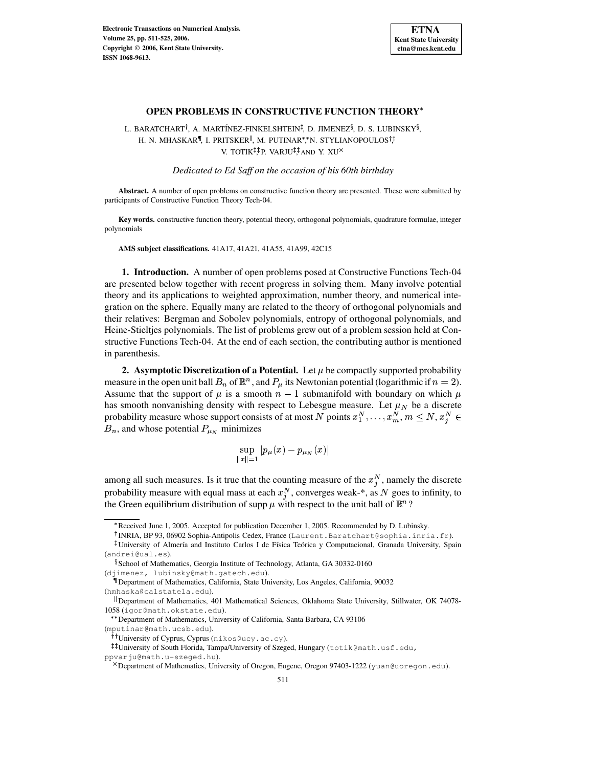# OPEN PROBLEMS IN CONSTRUCTIVE FUNCTION THEORY*

L. BARATCHART[†], A. MARTÍNEZ-FINKELSHTEIN[‡], D. JIMENEZ[§], D. S. LUBINSKY[§], H. N. MHASKAR[¶], I. PRITSKER[||], M. PUTINAR[**], N. STYLIANOPOULOS[††], V. TOTIK[‡‡], P. VARJU[‡‡] AND Y. XU[×]

*Dedicated to Ed Saff on the occasion of his 60th birthday*

**Abstract.** A number of open problems on constructive function theory are presented. These were submitted by participants of Constructive Function Theory Tech-04.

**Key words.** constructive function theory, potential theory, orthogonal polynomials, quadrature formulae, integer polynomials

**AMS subject classifications.** 41A17, 41A21, 41A55, 41A99, 42C15

## 1. Introduction.

A number of open problems posed at Constructive Functions Tech-04 are presented below together with recent progress in solving them. Many involve potential theory and its applications to weighted approximation, number theory, and numerical integration on the sphere. Equally many are related to the theory of orthogonal polynomials and their relatives: Bergman and Sobolev polynomials, entropy of orthogonal polynomials, and Heine-Stieltjes polynomials. The list of problems grew out of a problem session held at Constructive Functions Tech-04. At the end of each section, the contributing author is mentioned in parenthesis.

## 2. Asymptotic Discretization of a Potential.

Let $\mu$ be compactly supported probability measure in the open unit ball $B_n$ of $\mathbb{R}^n$, and $P_\mu$ its Newtonian potential (logarithmic if $n = 2$). Assume that the support of $\mu$ is a smooth $n - 1$ submanifold with boundary on which $\mu$ has smooth nonvanishing density with respect to Lebesgue measure. Let $\mu_N$ be a discrete probability measure whose support consists of at most $N$ points $x_1^N, \ldots, x_m^N$, $m \leq N$, $x_j^N \in B_n$, and whose potential $P_{\mu_N}$ minimizes

$$\sup_{\|x\|=1} |p_\mu(x) - p_{\mu_N}(x)|$$

among all such measures. Is it true that the counting measure of the $x_j^N$, namely the discrete probability measure with equal mass at each $x_j^N$, converges weak-*, as $N$ goes to infinity, to the Green equilibrium distribution of supp $\mu$ with respect to the unit ball of $\mathbb{R}^n$ ?

---

*Received June 1, 2005. Accepted for publication December 1, 2005. Recommended by D. Lubinsky.

[†]INRIA, BP 93, 06902 Sophia-Antipolis Cedex, France (Laurent.Baratchart@sophia.inria.fr).

[‡]University of Almería and Instituto Carlos I de Física Teórica y Computacional, Granada University, Spain (andrei@ual.es).

[§]School of Mathematics, Georgia Institute of Technology, Atlanta, GA 30332-0160 (djimenez, lubinsky@math.gatech.edu).

[¶]Department of Mathematics, California, State University, Los Angeles, California, 90032 (hmhaska@calstatela.edu).

[||]Department of Mathematics, 401 Mathematical Sciences, Oklahoma State University, Stillwater, OK 74078-1058 (igor@math.okstate.edu).

[**]Department of Mathematics, University of California, Santa Barbara, CA 93106 (mputinar@math.ucsb.edu).

[††]University of Cyprus, Cyprus (nikos@ucy.ac.cy).

[‡‡]University of South Florida, Tampa/University of Szeged, Hungary (totik@math.usf.edu, ppvarju@math.u-szeged.hu).

[×]Department of Mathematics, University of Oregon, Eugene, Oregon 97403-1222 (yuan@uoregon.edu).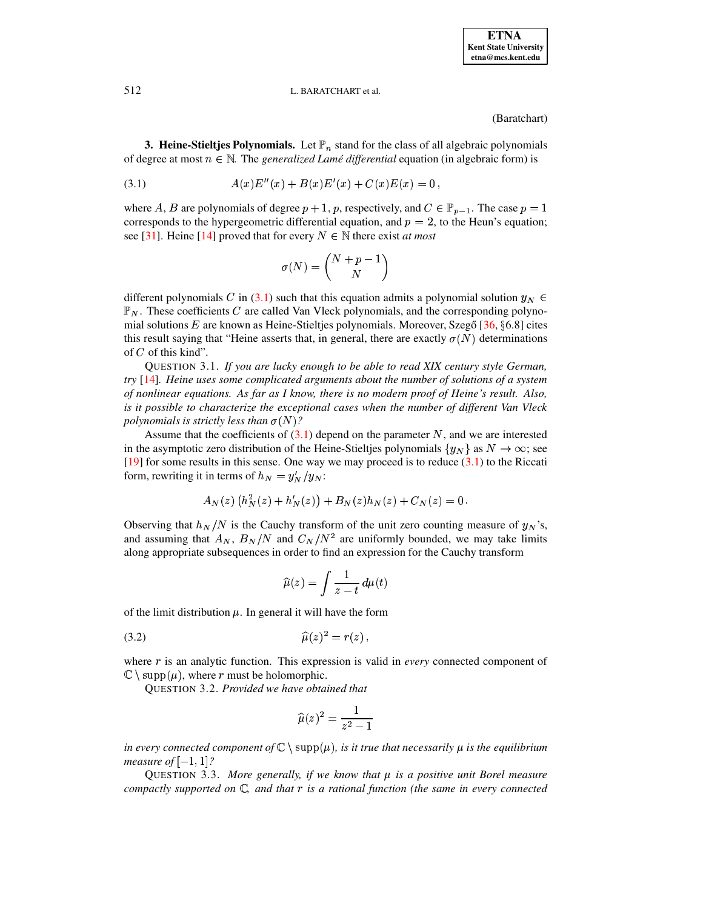(Baratchart)

## 3. Heine-Stieltjes Polynomials.

Let $\mathbb{P}_n$ stand for the class of all algebraic polynomials of degree at most $n \in \mathbb{N}$. The *generalized Lamé differential* equation (in algebraic form) is

$$A(x)E''(x) + B(x)E'(x) + C(x)E(x) = 0\,, \tag{3.1}$$

where $A$, $B$ are polynomials of degree $p+1$, $p$, respectively, and $C \in \mathbb{P}_{p-1}$. The case $p = 1$ corresponds to the hypergeometric differential equation, and $p = 2$, to the Heun's equation; see [31]. Heine [14] proved that for every $N \in \mathbb{N}$ there exist *at most*

$$\sigma(N) = \binom{N+p-1}{N}$$

different polynomials $C$ in (3.1) such that this equation admits a polynomial solution $y_N \in \mathbb{P}_N$. These coefficients $C$ are called Van Vleck polynomials, and the corresponding polynomial solutions $E$ are known as Heine-Stieltjes polynomials. Moreover, Szegő [36, §6.8] cites this result saying that "Heine asserts that, in general, there are exactly $\sigma(N)$ determinations of $C$ of this kind".

QUESTION 3.1. *If you are lucky enough to be able to read XIX century style German, try* [14]. *Heine uses some complicated arguments about the number of solutions of a system of nonlinear equations. As far as I know, there is no modern proof of Heine's result. Also, is it possible to characterize the exceptional cases when the number of different Van Vleck polynomials is strictly less than $\sigma(N)$?*

Assume that the coefficients of (3.1) depend on the parameter $N$, and we are interested in the asymptotic zero distribution of the Heine-Stieltjes polynomials $\{y_N\}$ as $N \to \infty$; see [19] for some results in this sense. One way we may proceed is to reduce (3.1) to the Riccati form, rewriting it in terms of $h_N = y_N'/y_N$:

$$A_N(z)\left(h_N^2(z) + h_N'(z)\right) + B_N(z)h_N(z) + C_N(z) = 0\,.$$

Observing that $h_N/N$ is the Cauchy transform of the unit zero counting measure of $y_N$'s, and assuming that $A_N$, $B_N/N$ and $C_N/N^2$ are uniformly bounded, we may take limits along appropriate subsequences in order to find an expression for the Cauchy transform

$$\widehat{\mu}(z) = \int \frac{1}{z-t}\, d\mu(t)$$

of the limit distribution $\mu$. In general it will have the form

$$\widehat{\mu}(z)^2 = r(z)\,, \tag{3.2}$$

where $r$ is an analytic function. This expression is valid in *every* connected component of $\mathbb{C} \setminus \operatorname{supp}(\mu)$, where $r$ must be holomorphic.

QUESTION 3.2. *Provided we have obtained that*

$$\widehat{\mu}(z)^2 = \frac{1}{z^2-1}$$

*in every connected component of $\mathbb{C} \setminus \operatorname{supp}(\mu)$, is it true that necessarily $\mu$ is the equilibrium measure of $[-1, 1]$?*

QUESTION 3.3. *More generally, if we know that $\mu$ is a positive unit Borel measure compactly supported on $\mathbb{C}$, and that $r$ is a rational function (the same in every connected*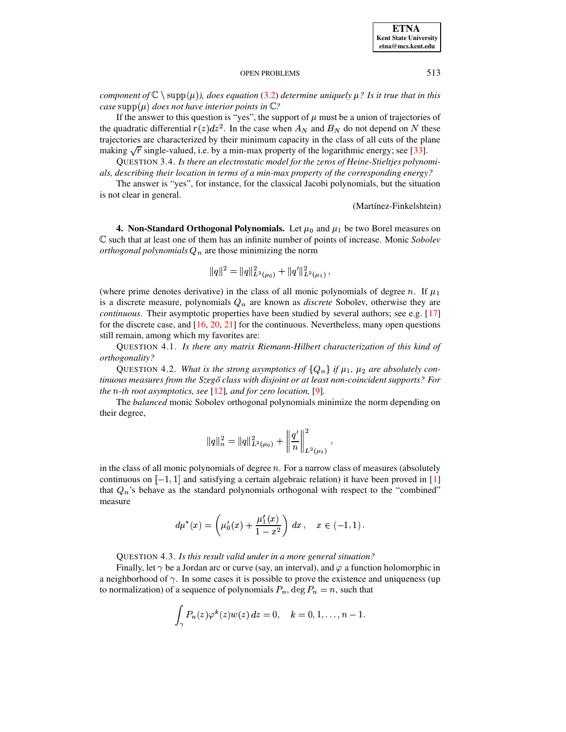*component of $\mathbb{C} \setminus \operatorname{supp}(\mu)$), does equation (3.2) determine uniquely $\mu$? Is it true that in this case $\operatorname{supp}(\mu)$ does not have interior points in $\mathbb{C}$?*

If the answer to this question is "yes", the support of $\mu$ must be a union of trajectories of the quadratic differential $r(z)dz^2$. In the case when $A_N$ and $B_N$ do not depend on $N$ these trajectories are characterized by their minimum capacity in the class of all cuts of the plane making $\sqrt{r}$ single-valued, i.e. by a min-max property of the logarithmic energy; see [33].

QUESTION 3.4. *Is there an electrostatic model for the zeros of Heine-Stieltjes polynomials, describing their location in terms of a min-max property of the corresponding energy?*

The answer is "yes", for instance, for the classical Jacobi polynomials, but the situation is not clear in general.

(Martínez-Finkelshtein)

**4. Non-Standard Orthogonal Polynomials.** Let $\mu_0$ and $\mu_1$ be two Borel measures on $\mathbb{C}$ such that at least one of them has an infinite number of points of increase. Monic *Sobolev orthogonal polynomials* $Q_n$ are those minimizing the norm

$$\|q\|^2 = \|q\|^2_{L^2(\mu_0)} + \|q'\|^2_{L^2(\mu_1)} ,$$

(where prime denotes derivative) in the class of all monic polynomials of degree $n$. If $\mu_1$ is a discrete measure, polynomials $Q_n$ are known as *discrete* Sobolev, otherwise they are *continuous*. Their asymptotic properties have been studied by several authors; see e.g. [17] for the discrete case, and [16, 20, 21] for the continuous. Nevertheless, many open questions still remain, among which my favorites are:

QUESTION 4.1. *Is there any matrix Riemann-Hilbert characterization of this kind of orthogonality?*

QUESTION 4.2. *What is the strong asymptotics of $\{Q_n\}$ if $\mu_1$, $\mu_2$ are absolutely continuous measures from the Szegő class with disjoint or at least non-coincident supports? For the $n$-th root asymptotics, see [12], and for zero location, [9].*

The *balanced* monic Sobolev orthogonal polynomials minimize the norm depending on their degree,

$$\|q\|_n^2 = \|q\|^2_{L^2(\mu_0)} + \left\|\frac{q'}{n}\right\|^2_{L^2(\mu_1)} ,$$

in the class of all monic polynomials of degree $n$. For a narrow class of measures (absolutely continuous on $[-1, 1]$ and satisfying a certain algebraic relation) it have been proved in [1] that $Q_n$'s behave as the standard polynomials orthogonal with respect to the "combined" measure

$$d\mu^*(x) = \left(\mu_0'(x) + \frac{\mu_1'(x)}{1-x^2}\right) dx , \quad x \in (-1, 1) .$$

QUESTION 4.3. *Is this result valid under in a more general situation?*

Finally, let $\gamma$ be a Jordan arc or curve (say, an interval), and $\varphi$ a function holomorphic in a neighborhood of $\gamma$. In some cases it is possible to prove the existence and uniqueness (up to normalization) of a sequence of polynomials $P_n$, $\deg P_n = n$, such that

$$\int_\gamma P_n(z) \varphi^k(z) w(z)\, dz = 0, \quad k = 0, 1, \ldots, n-1.$$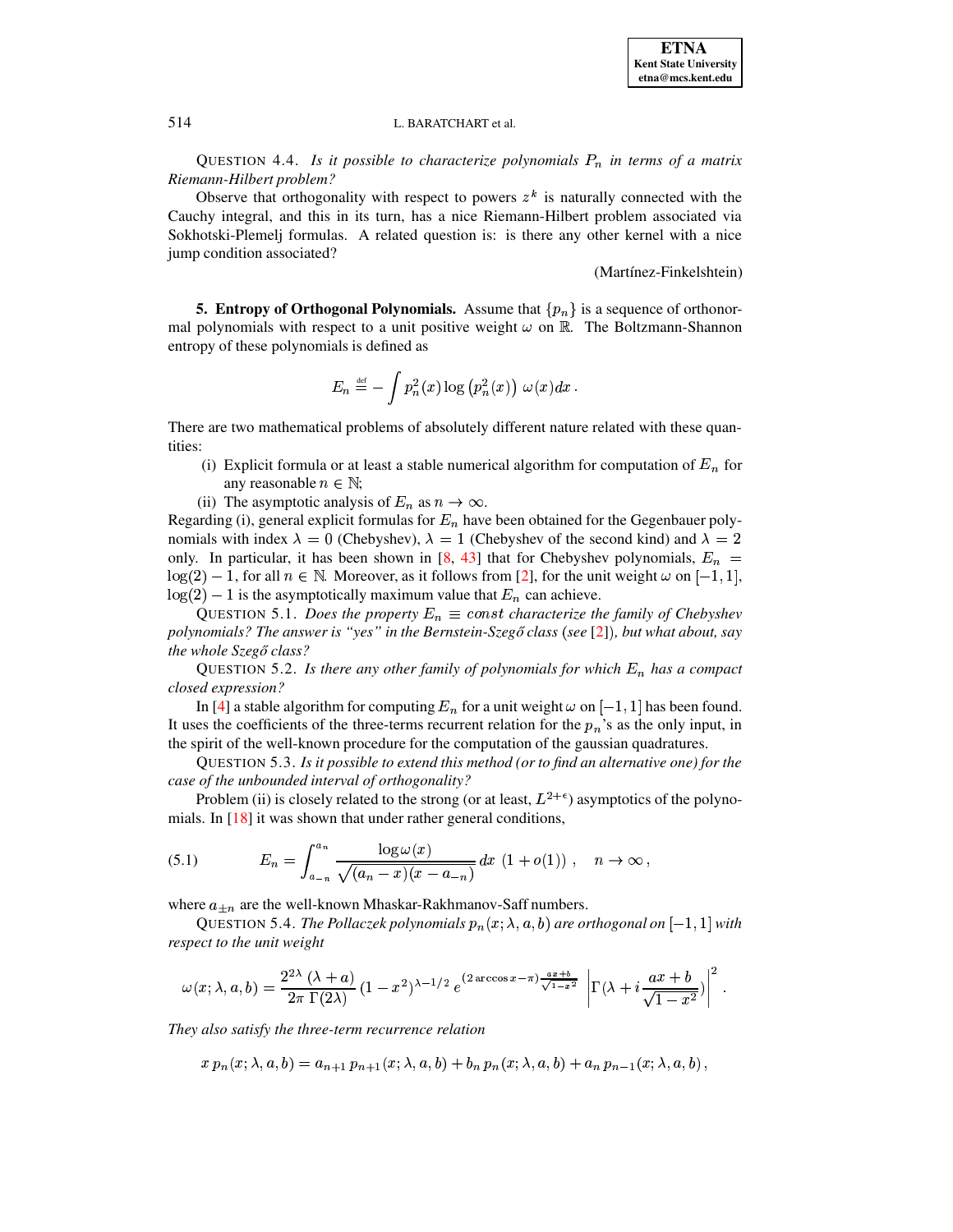QUESTION 4.4. *Is it possible to characterize polynomials $P_n$ in terms of a matrix Riemann-Hilbert problem?*

Observe that orthogonality with respect to powers $z^k$ is naturally connected with the Cauchy integral, and this in its turn, has a nice Riemann-Hilbert problem associated via Sokhotski-Plemelj formulas. A related question is: is there any other kernel with a nice jump condition associated?

(Martínez-Finkelshtein)

**5. Entropy of Orthogonal Polynomials.** Assume that $\{p_n\}$ is a sequence of orthonormal polynomials with respect to a unit positive weight $\omega$ on $\mathbb{R}$. The Boltzmann-Shannon entropy of these polynomials is defined as

$$E_n \stackrel{\text{def}}{=} -\int p_n^2(x) \log\left(p_n^2(x)\right)\, \omega(x) dx\,.$$

There are two mathematical problems of absolutely different nature related with these quantities:

(i) Explicit formula or at least a stable numerical algorithm for computation of $E_n$ for any reasonable $n \in \mathbb{N}$;

(ii) The asymptotic analysis of $E_n$ as $n \to \infty$.

Regarding (i), general explicit formulas for $E_n$ have been obtained for the Gegenbauer polynomials with index $\lambda = 0$ (Chebyshev), $\lambda = 1$ (Chebyshev of the second kind) and $\lambda = 2$ only. In particular, it has been shown in [8, 43] that for Chebyshev polynomials, $E_n = \log(2) - 1$, for all $n \in \mathbb{N}$. Moreover, as it follows from [2], for the unit weight $\omega$ on $[-1, 1]$, $\log(2) - 1$ is the asymptotically maximum value that $E_n$ can achieve.

QUESTION 5.1. *Does the property $E_n \equiv const$ characterize the family of Chebyshev polynomials? The answer is "yes" in the Bernstein-Szegő class (see [2]), but what about, say the whole Szegő class?*

QUESTION 5.2. *Is there any other family of polynomials for which $E_n$ has a compact closed expression?*

In [4] a stable algorithm for computing $E_n$ for a unit weight $\omega$ on $[-1, 1]$ has been found. It uses the coefficients of the three-terms recurrent relation for the $p_n$'s as the only input, in the spirit of the well-known procedure for the computation of the gaussian quadratures.

QUESTION 5.3. *Is it possible to extend this method (or to find an alternative one) for the case of the unbounded interval of orthogonality?*

Problem (ii) is closely related to the strong (or at least, $L^{2+\epsilon}$) asymptotics of the polynomials. In [18] it was shown that under rather general conditions,

$$E_n = \int_{a_{-n}}^{a_n} \frac{\log \omega(x)}{\sqrt{(a_n - x)(x - a_{-n})}}\, dx\, \left(1 + o(1)\right), \quad n \to \infty, \tag{5.1}$$

where $a_{\pm n}$ are the well-known Mhaskar-Rakhmanov-Saff numbers.

QUESTION 5.4. *The Pollaczek polynomials $p_n(x; \lambda, a, b)$ are orthogonal on $[-1, 1]$ with respect to the unit weight*

$$\omega(x; \lambda, a, b) = \frac{2^{2\lambda}\, (\lambda + a)}{2\pi\, \Gamma(2\lambda)} (1 - x^2)^{\lambda - 1/2}\, e^{(2 \arccos x - \pi) \frac{ax+b}{\sqrt{1-x^2}}} \left| \Gamma(\lambda + i \frac{ax + b}{\sqrt{1 - x^2}}) \right|^2.$$

*They also satisfy the three-term recurrence relation*

$$x\, p_n(x; \lambda, a, b) = a_{n+1}\, p_{n+1}(x; \lambda, a, b) + b_n\, p_n(x; \lambda, a, b) + a_n\, p_{n-1}(x; \lambda, a, b),$$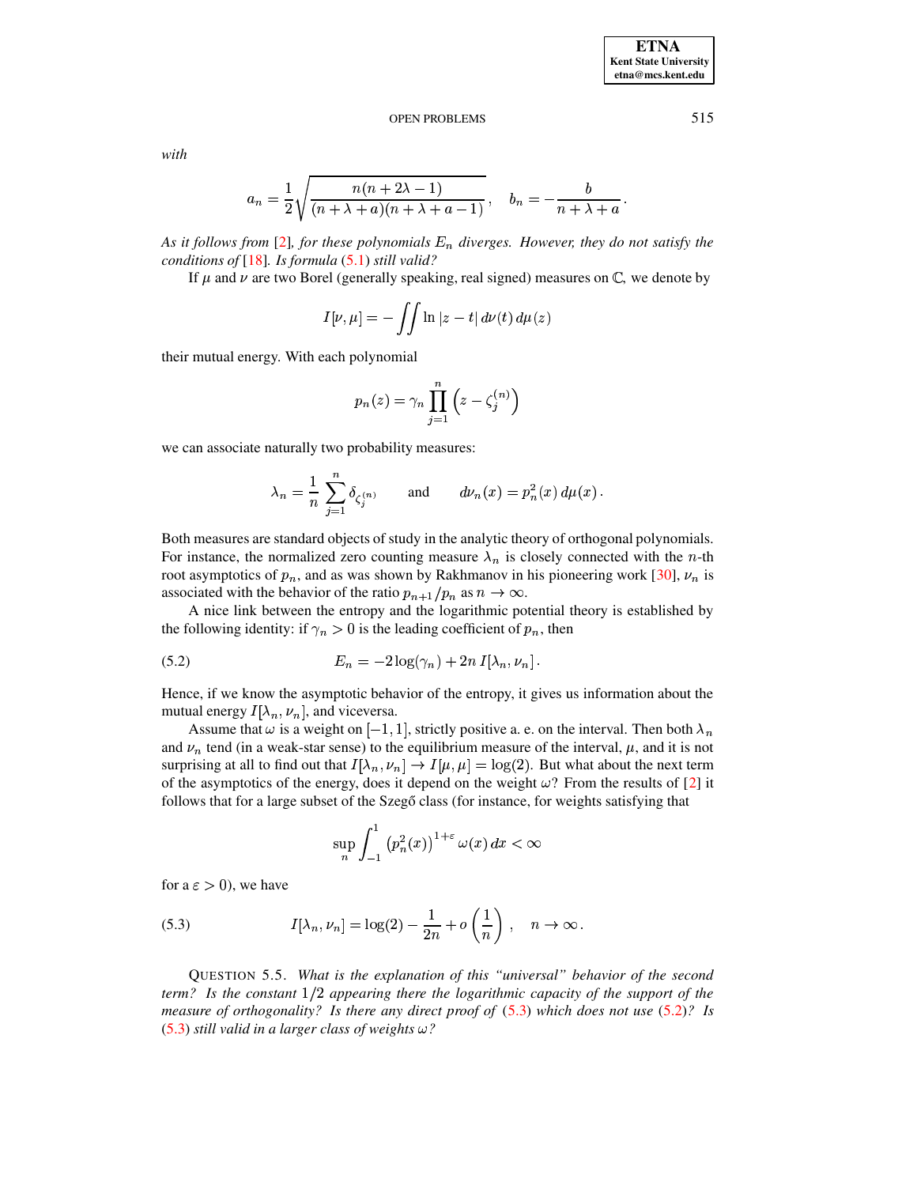*with*

$$a_n = \frac{1}{2}\sqrt{\frac{n(n+2\lambda-1)}{(n+\lambda+a)(n+\lambda+a-1)}}, \quad b_n = -\frac{b}{n+\lambda+a}.$$

*As it follows from* [2]*, for these polynomials* $E_n$ *diverges. However, they do not satisfy the conditions of* [18]*. Is formula* (5.1) *still valid?*

If $\mu$ and $\nu$ are two Borel (generally speaking, real signed) measures on $\mathbb{C}$, we denote by

$$I[\nu, \mu] = -\iint \ln|z-t|\, d\nu(t)\, d\mu(z)$$

their mutual energy. With each polynomial

$$p_n(z) = \gamma_n \prod_{j=1}^{n}\left(z - \zeta_j^{(n)}\right)$$

we can associate naturally two probability measures:

$$\lambda_n = \frac{1}{n}\sum_{j=1}^{n}\delta_{\zeta_j^{(n)}} \qquad \text{and} \qquad d\nu_n(x) = p_n^2(x)\, d\mu(x).$$

Both measures are standard objects of study in the analytic theory of orthogonal polynomials. For instance, the normalized zero counting measure $\lambda_n$ is closely connected with the $n$-th root asymptotics of $p_n$, and as was shown by Rakhmanov in his pioneering work [30], $\nu_n$ is associated with the behavior of the ratio $p_{n+1}/p_n$ as $n \to \infty$.

A nice link between the entropy and the logarithmic potential theory is established by the following identity: if $\gamma_n > 0$ is the leading coefficient of $p_n$, then

$$E_n = -2\log(\gamma_n) + 2n\, I[\lambda_n, \nu_n]. \tag{5.2}$$

Hence, if we know the asymptotic behavior of the entropy, it gives us information about the mutual energy $I[\lambda_n, \nu_n]$, and viceversa.

Assume that $\omega$ is a weight on $[-1,1]$, strictly positive a. e. on the interval. Then both $\lambda_n$ and $\nu_n$ tend (in a weak-star sense) to the equilibrium measure of the interval, $\mu$, and it is not surprising at all to find out that $I[\lambda_n, \nu_n] \to I[\mu, \mu] = \log(2)$. But what about the next term of the asymptotics of the energy, does it depend on the weight $\omega$? From the results of [2] it follows that for a large subset of the Szegő class (for instance, for weights satisfying that

$$\sup_n \int_{-1}^{1}\left(p_n^2(x)\right)^{1+\varepsilon}\omega(x)\, dx < \infty$$

for a $\varepsilon > 0$), we have

$$I[\lambda_n, \nu_n] = \log(2) - \frac{1}{2n} + o\left(\frac{1}{n}\right), \quad n \to \infty. \tag{5.3}$$

QUESTION 5.5. *What is the explanation of this "universal" behavior of the second term? Is the constant* $1/2$ *appearing there the logarithmic capacity of the support of the measure of orthogonality? Is there any direct proof of* (5.3) *which does not use* (5.2)*? Is* (5.3) *still valid in a larger class of weights* $\omega$*?*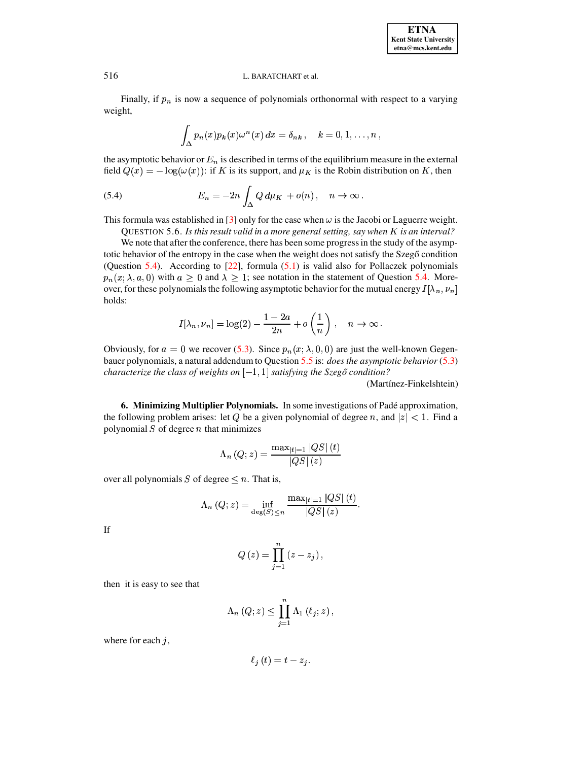Finally, if $p_n$ is now a sequence of polynomials orthonormal with respect to a varying weight,

$$\int_\Delta p_n(x) p_k(x) \omega^n(x)\, dx = \delta_{nk}\,, \quad k = 0, 1, \ldots, n\,,$$

the asymptotic behavior or $E_n$ is described in terms of the equilibrium measure in the external field $Q(x) = -\log(\omega(x))$: if $K$ is its support, and $\mu_K$ is the Robin distribution on $K$, then

$$E_n = -2n \int_\Delta Q\, d\mu_K + o(n)\,, \quad n \to \infty\,. \tag{5.4}$$

This formula was established in [3] only for the case when $\omega$ is the Jacobi or Laguerre weight.

QUESTION 5.6. *Is this result valid in a more general setting, say when $K$ is an interval?*

We note that after the conference, there has been some progress in the study of the asymptotic behavior of the entropy in the case when the weight does not satisfy the Szegő condition (Question 5.4). According to [22], formula (5.1) is valid also for Pollaczek polynomials $p_n(x; \lambda, a, 0)$ with $a \geq 0$ and $\lambda \geq 1$; see notation in the statement of Question 5.4. Moreover, for these polynomials the following asymptotic behavior for the mutual energy $I[\lambda_n, \nu_n]$ holds:

$$I[\lambda_n, \nu_n] = \log(2) - \frac{1-2a}{2n} + o\left(\frac{1}{n}\right), \quad n \to \infty.$$

Obviously, for $a = 0$ we recover (5.3). Since $p_n(x; \lambda, 0, 0)$ are just the well-known Gegenbauer polynomials, a natural addendum to Question 5.5 is: *does the asymptotic behavior (5.3) characterize the class of weights on $[-1, 1]$ satisfying the Szegő condition?*

(Martínez-Finkelshtein)

## 6. Minimizing Multiplier Polynomials.

In some investigations of Padé approximation, the following problem arises: let $Q$ be a given polynomial of degree $n$, and $|z| < 1$. Find a polynomial $S$ of degree $n$ that minimizes

$$\Lambda_n(Q; z) = \frac{\max_{|t|=1} |QS|(t)}{|QS|(z)}$$

over all polynomials $S$ of degree $\leq n$. That is,

$$\Lambda_n(Q; z) = \inf_{\deg(S) \leq n} \frac{\max_{|t|=1} |QS|(t)}{|QS|(z)}.$$

If

$$Q(z) = \prod_{j=1}^{n} (z - z_j)\,,$$

then it is easy to see that

$$\Lambda_n(Q; z) \leq \prod_{j=1}^{n} \Lambda_1(\ell_j; z)\,,$$

where for each $j$,

$$\ell_j(t) = t - z_j.$$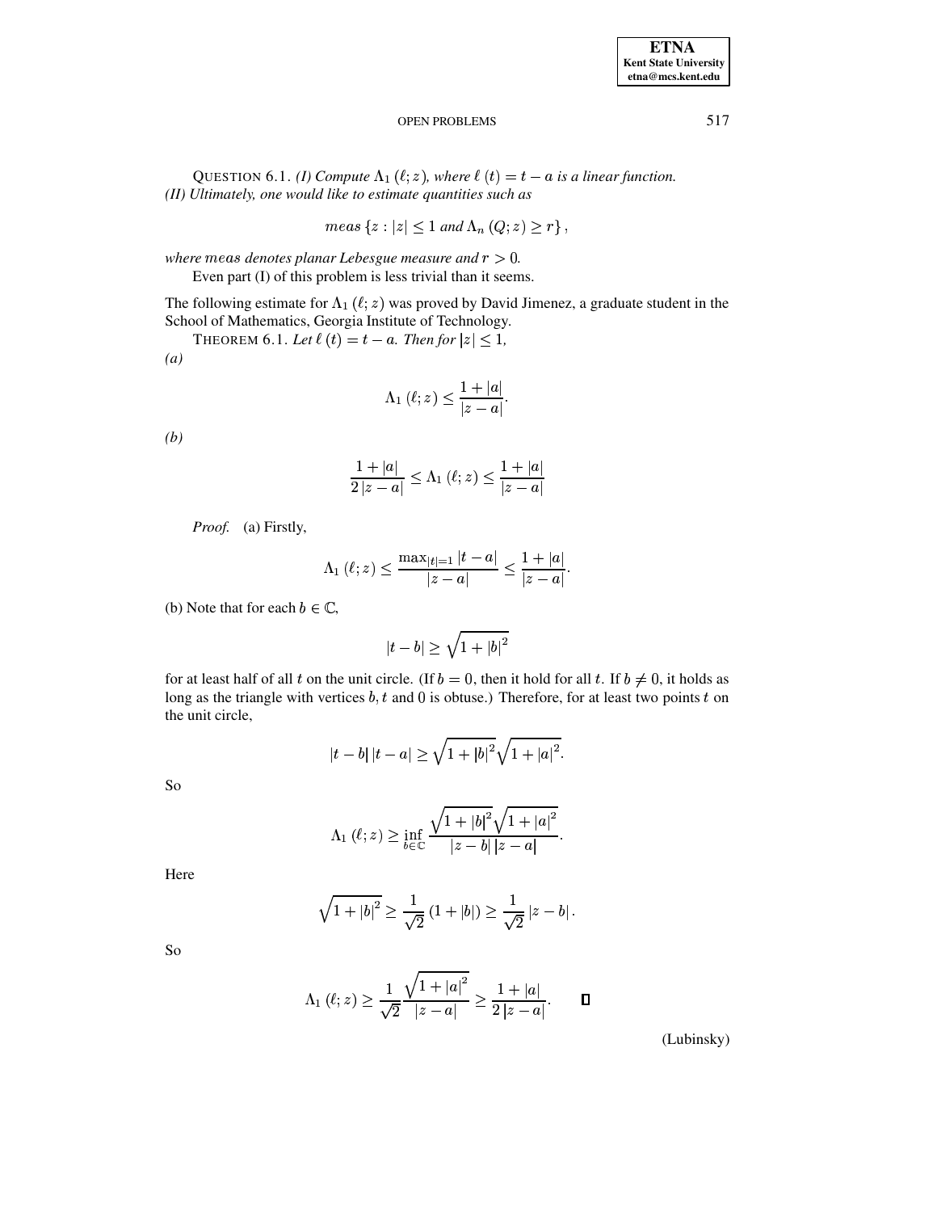QUESTION 6.1. *(I) Compute $\Lambda_1(\ell; z)$, where $\ell(t) = t - a$ is a linear function.*
*(II) Ultimately, one would like to estimate quantities such as*

$$meas\,\{z : |z| \leq 1 \text{ and } \Lambda_n(Q; z) \geq r\},$$

*where meas denotes planar Lebesgue measure and $r > 0$.*

Even part (I) of this problem is less trivial than it seems.

The following estimate for $\Lambda_1(\ell; z)$ was proved by David Jimenez, a graduate student in the School of Mathematics, Georgia Institute of Technology.

THEOREM 6.1. *Let $\ell(t) = t - a$. Then for $|z| \leq 1$,*

*(a)*

$$\Lambda_1(\ell; z) \leq \frac{1 + |a|}{|z - a|}.$$

*(b)*

$$\frac{1 + |a|}{2|z - a|} \leq \Lambda_1(\ell; z) \leq \frac{1 + |a|}{|z - a|}$$

*Proof.* (a) Firstly,

$$\Lambda_1(\ell; z) \leq \frac{\max_{|t|=1}|t - a|}{|z - a|} \leq \frac{1 + |a|}{|z - a|}.$$

(b) Note that for each $b \in \mathbb{C}$,

$$|t - b| \geq \sqrt{1 + |b|^2}$$

for at least half of all $t$ on the unit circle. (If $b = 0$, then it hold for all $t$. If $b \neq 0$, it holds as long as the triangle with vertices $b$, $t$ and $0$ is obtuse.) Therefore, for at least two points $t$ on the unit circle,

$$|t - b|\,|t - a| \geq \sqrt{1 + |b|^2}\sqrt{1 + |a|^2}.$$

So

$$\Lambda_1(\ell; z) \geq \inf_{b \in \mathbb{C}} \frac{\sqrt{1 + |b|^2}\sqrt{1 + |a|^2}}{|z - b|\,|z - a|}.$$

Here

$$\sqrt{1 + |b|^2} \geq \frac{1}{\sqrt{2}}(1 + |b|) \geq \frac{1}{\sqrt{2}}|z - b|.$$

So

$$\Lambda_1(\ell; z) \geq \frac{1}{\sqrt{2}} \frac{\sqrt{1 + |a|^2}}{|z - a|} \geq \frac{1 + |a|}{2|z - a|}. \qquad \square$$

(Lubinsky)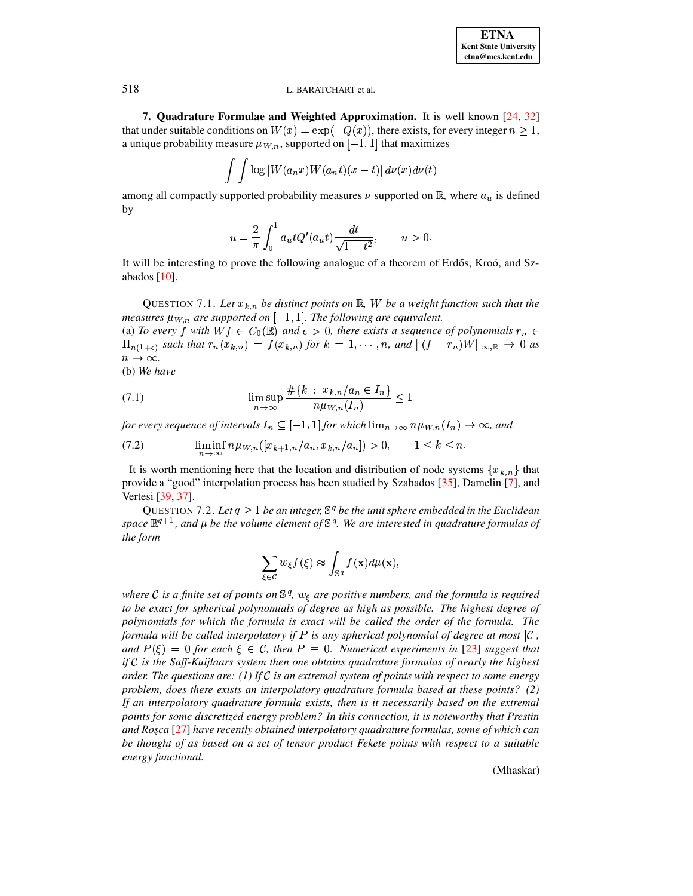**7. Quadrature Formulae and Weighted Approximation.** It is well known [24, 32] that under suitable conditions on $W(x) = \exp(-Q(x))$, there exists, for every integer $n \geq 1$, a unique probability measure $\mu_{W,n}$, supported on $[-1,1]$ that maximizes

$$\int\int \log |W(a_n x)W(a_n t)(x-t)|\, d\nu(x)d\nu(t)$$

among all compactly supported probability measures $\nu$ supported on $\mathbb{R}$, where $a_u$ is defined by

$$u = \frac{2}{\pi}\int_0^1 a_u t Q'(a_u t)\frac{dt}{\sqrt{1-t^2}}, \qquad u > 0.$$

It will be interesting to prove the following analogue of a theorem of Erdős, Kroó, and Szabados [10].

QUESTION 7.1. *Let $x_{k,n}$ be distinct points on $\mathbb{R}$, $W$ be a weight function such that the measures $\mu_{W,n}$ are supported on $[-1,1]$. The following are equivalent.*
(a) *To every $f$ with $Wf \in C_0(\mathbb{R})$ and $\epsilon > 0$, there exists a sequence of polynomials $r_n \in \Pi_{n(1+\epsilon)}$ such that $r_n(x_{k,n}) = f(x_{k,n})$ for $k = 1, \cdots, n$, and $\|(f - r_n)W\|_{\infty,\mathbb{R}} \to 0$ as $n \to \infty$.*
(b) *We have*

$$\limsup_{n\to\infty} \frac{\#\{k \,:\, x_{k,n}/a_n \in I_n\}}{n\mu_{W,n}(I_n)} \leq 1 \tag{7.1}$$

*for every sequence of intervals $I_n \subseteq [-1,1]$ for which $\lim_{n\to\infty} n\mu_{W,n}(I_n) \to \infty$, and*

$$\liminf_{n\to\infty} n\mu_{W,n}([x_{k+1,n}/a_n, x_{k,n}/a_n]) > 0, \qquad 1 \leq k \leq n. \tag{7.2}$$

It is worth mentioning here that the location and distribution of node systems $\{x_{k,n}\}$ that provide a "good" interpolation process has been studied by Szabados [35], Damelin [7], and Vertesi [39, 37].

QUESTION 7.2. *Let $q \geq 1$ be an integer, $\mathbb{S}^q$ be the unit sphere embedded in the Euclidean space $\mathbb{R}^{q+1}$, and $\mu$ be the volume element of $\mathbb{S}^q$. We are interested in quadrature formulas of the form*

$$\sum_{\xi\in\mathcal{C}} w_\xi f(\xi) \approx \int_{\mathbb{S}^q} f(\mathbf{x})d\mu(\mathbf{x}),$$

*where $\mathcal{C}$ is a finite set of points on $\mathbb{S}^q$, $w_\xi$ are positive numbers, and the formula is required to be exact for spherical polynomials of degree as high as possible. The highest degree of polynomials for which the formula is exact will be called the order of the formula. The formula will be called interpolatory if $P$ is any spherical polynomial of degree at most $|\mathcal{C}|$, and $P(\xi) = 0$ for each $\xi \in \mathcal{C}$, then $P \equiv 0$. Numerical experiments in [23] suggest that if $\mathcal{C}$ is the Saff-Kuijlaars system then one obtains quadrature formulas of nearly the highest order. The questions are: (1) If $\mathcal{C}$ is an extremal system of points with respect to some energy problem, does there exist an interpolatory quadrature formula based at these points? (2) If an interpolatory quadrature formula exists, then is it necessarily based on the extremal points for some discretized energy problem? In this connection, it is noteworthy that Prestin and Roşca [27] have recently obtained interpolatory quadrature formulas, some of which can be thought of as based on a set of tensor product Fekete points with respect to a suitable energy functional.*

(Mhaskar)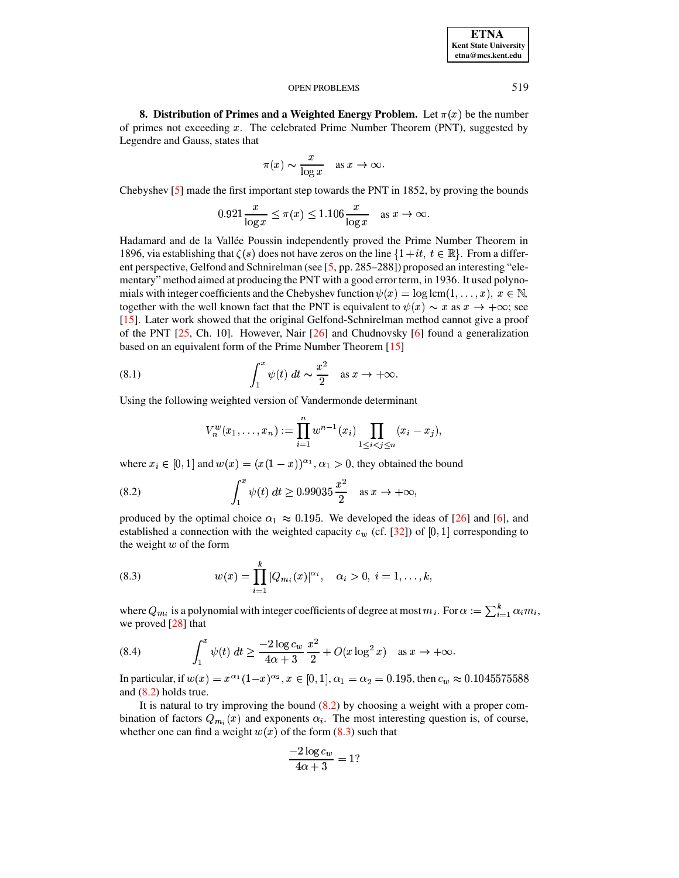**8. Distribution of Primes and a Weighted Energy Problem.** Let $\pi(x)$ be the number of primes not exceeding $x$. The celebrated Prime Number Theorem (PNT), suggested by Legendre and Gauss, states that

$$\pi(x) \sim \frac{x}{\log x} \quad \text{as } x \to \infty.$$

Chebyshev [5] made the first important step towards the PNT in 1852, by proving the bounds

$$0.921 \frac{x}{\log x} \le \pi(x) \le 1.106 \frac{x}{\log x} \quad \text{as } x \to \infty.$$

Hadamard and de la Vallée Poussin independently proved the Prime Number Theorem in 1896, via establishing that $\zeta(s)$ does not have zeros on the line $\{1+it,\ t \in \mathbb{R}\}$. From a different perspective, Gelfond and Schnirelman (see [5, pp. 285–288]) proposed an interesting "elementary" method aimed at producing the PNT with a good error term, in 1936. It used polynomials with integer coefficients and the Chebyshev function $\psi(x) = \log \operatorname{lcm}(1, \ldots, x),\ x \in \mathbb{N}$, together with the well known fact that the PNT is equivalent to $\psi(x) \sim x$ as $x \to +\infty$; see [15]. Later work showed that the original Gelfond-Schnirelman method cannot give a proof of the PNT [25, Ch. 10]. However, Nair [26] and Chudnovsky [6] found a generalization based on an equivalent form of the Prime Number Theorem [15]

$$\int_1^x \psi(t)\, dt \sim \frac{x^2}{2} \quad \text{as } x \to +\infty. \tag{8.1}$$

Using the following weighted version of Vandermonde determinant

$$V_n^w(x_1, \ldots, x_n) := \prod_{i=1}^{n} w^{n-1}(x_i) \prod_{1 \le i < j \le n} (x_i - x_j),$$

where $x_i \in [0,1]$ and $w(x) = (x(1-x))^{\alpha_1}$, $\alpha_1 > 0$, they obtained the bound

$$\int_1^x \psi(t)\, dt \ge 0.99035 \frac{x^2}{2} \quad \text{as } x \to +\infty, \tag{8.2}$$

produced by the optimal choice $\alpha_1 \approx 0.195$. We developed the ideas of [26] and [6], and established a connection with the weighted capacity $c_w$ (cf. [32]) of $[0,1]$ corresponding to the weight $w$ of the form

$$w(x) = \prod_{i=1}^{k} |Q_{m_i}(x)|^{\alpha_i}, \quad \alpha_i > 0,\ i = 1, \ldots, k, \tag{8.3}$$

where $Q_{m_i}$ is a polynomial with integer coefficients of degree at most $m_i$. For $\alpha := \sum_{i=1}^{k} \alpha_i m_i$, we proved [28] that

$$\int_1^x \psi(t)\, dt \ge \frac{-2 \log c_w}{4\alpha + 3} \frac{x^2}{2} + O(x \log^2 x) \quad \text{as } x \to +\infty. \tag{8.4}$$

In particular, if $w(x) = x^{\alpha_1}(1-x)^{\alpha_2}$, $x \in [0,1]$, $\alpha_1 = \alpha_2 = 0.195$, then $c_w \approx 0.1045575588$ and (8.2) holds true.

It is natural to try improving the bound (8.2) by choosing a weight with a proper combination of factors $Q_{m_i}(x)$ and exponents $\alpha_i$. The most interesting question is, of course, whether one can find a weight $w(x)$ of the form (8.3) such that

$$\frac{-2 \log c_w}{4\alpha + 3} = 1?$$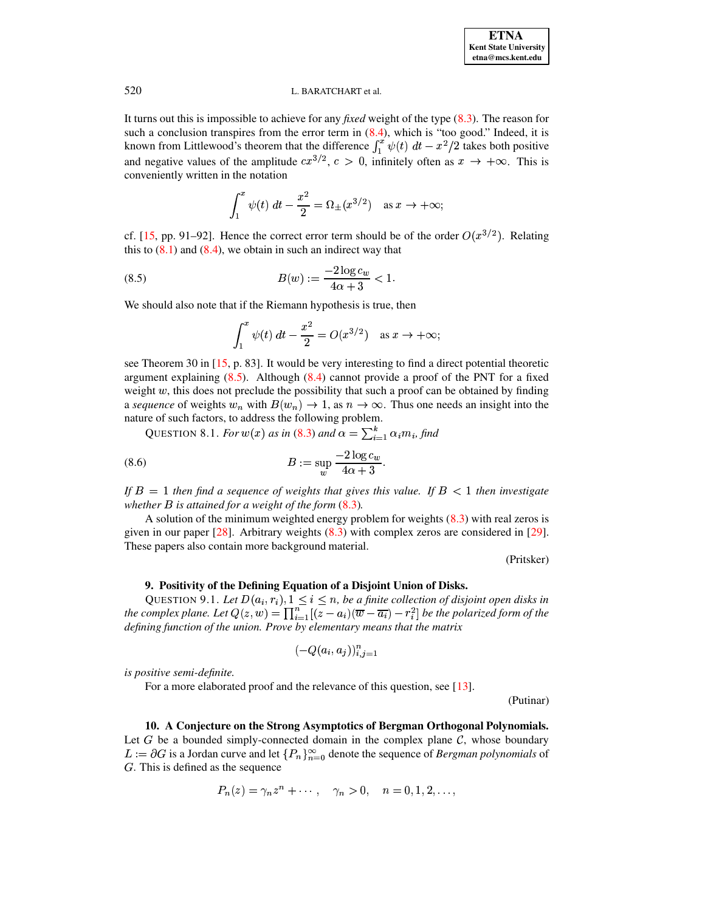It turns out this is impossible to achieve for any *fixed* weight of the type (8.3). The reason for such a conclusion transpires from the error term in (8.4), which is "too good." Indeed, it is known from Littlewood's theorem that the difference $\int_1^x \psi(t)\, dt - x^2/2$ takes both positive and negative values of the amplitude $cx^{3/2}$, $c > 0$, infinitely often as $x \to +\infty$. This is conveniently written in the notation

$$\int_1^x \psi(t)\, dt - \frac{x^2}{2} = \Omega_\pm(x^{3/2}) \quad \text{as } x \to +\infty;$$

cf. [15, pp. 91–92]. Hence the correct error term should be of the order $O(x^{3/2})$. Relating this to (8.1) and (8.4), we obtain in such an indirect way that

$$B(w) := \frac{-2\log c_w}{4\alpha + 3} < 1. \tag{8.5}$$

We should also note that if the Riemann hypothesis is true, then

$$\int_1^x \psi(t)\, dt - \frac{x^2}{2} = O(x^{3/2}) \quad \text{as } x \to +\infty;$$

see Theorem 30 in [15, p. 83]. It would be very interesting to find a direct potential theoretic argument explaining (8.5). Although (8.4) cannot provide a proof of the PNT for a fixed weight $w$, this does not preclude the possibility that such a proof can be obtained by finding a *sequence* of weights $w_n$ with $B(w_n) \to 1$, as $n \to \infty$. Thus one needs an insight into the nature of such factors, to address the following problem.

QUESTION 8.1. *For $w(x)$ as in (8.3) and $\alpha = \sum_{i=1}^k \alpha_i m_i$, find*

$$B := \sup_w \frac{-2\log c_w}{4\alpha + 3}. \tag{8.6}$$

*If $B = 1$ then find a sequence of weights that gives this value. If $B < 1$ then investigate whether $B$ is attained for a weight of the form (8.3).*

A solution of the minimum weighted energy problem for weights (8.3) with real zeros is given in our paper [28]. Arbitrary weights (8.3) with complex zeros are considered in [29]. These papers also contain more background material.

(Pritsker)

## 9. Positivity of the Defining Equation of a Disjoint Union of Disks.

QUESTION 9.1. *Let $D(a_i, r_i), 1 \le i \le n$, be a finite collection of disjoint open disks in the complex plane. Let $Q(z, w) = \prod_{i=1}^n [(z - a_i)(\overline{w} - \overline{a_i}) - r_i^2]$ be the polarized form of the defining function of the union. Prove by elementary means that the matrix*

$$(-Q(a_i, a_j))_{i,j=1}^n$$

*is positive semi-definite.*

For a more elaborated proof and the relevance of this question, see [13].

(Putinar)

## 10. A Conjecture on the Strong Asymptotics of Bergman Orthogonal Polynomials.

Let $G$ be a bounded simply-connected domain in the complex plane $\mathcal{C}$, whose boundary $L := \partial G$ is a Jordan curve and let $\{P_n\}_{n=0}^\infty$ denote the sequence of *Bergman polynomials* of $G$. This is defined as the sequence

$$P_n(z) = \gamma_n z^n + \cdots, \quad \gamma_n > 0, \quad n = 0, 1, 2, \ldots,$$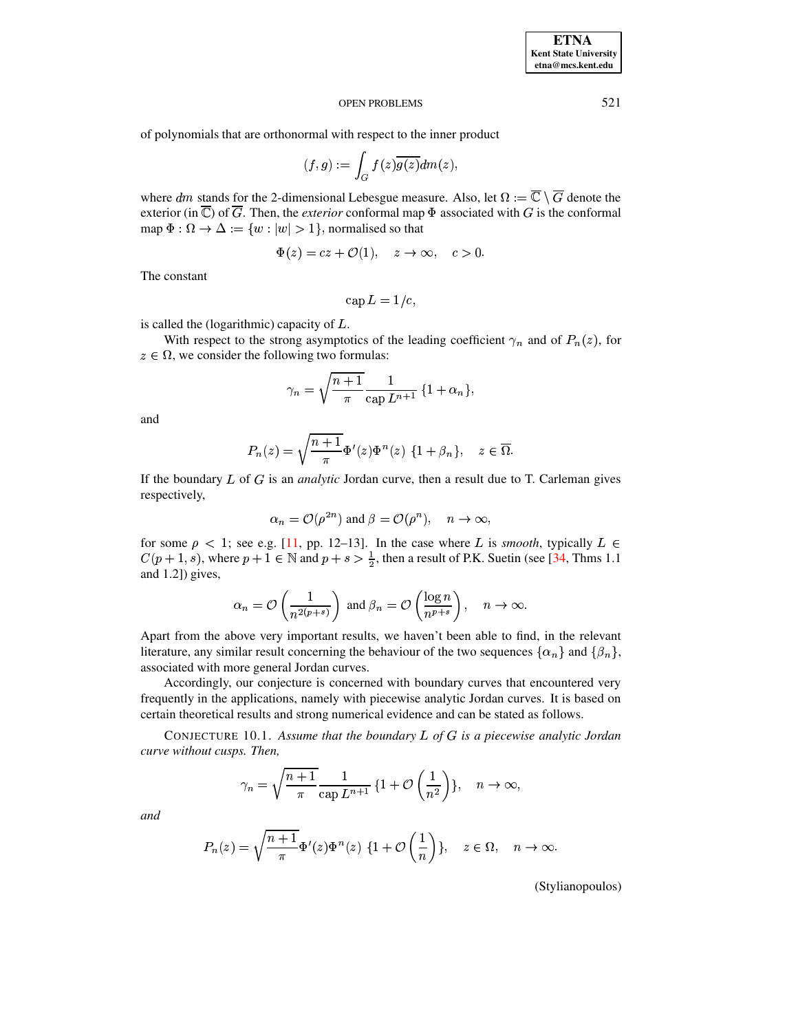of polynomials that are orthonormal with respect to the inner product

$$(f, g) := \int_G f(z)\overline{g(z)} dm(z),$$

where $dm$ stands for the 2-dimensional Lebesgue measure. Also, let $\Omega := \overline{\mathbb{C}} \setminus \overline{G}$ denote the exterior (in $\overline{\mathbb{C}}$) of $\overline{G}$. Then, the *exterior* conformal map $\Phi$ associated with $G$ is the conformal map $\Phi : \Omega \to \Delta := \{w : |w| > 1\}$, normalised so that

$$\Phi(z) = cz + \mathcal{O}(1), \quad z \to \infty, \quad c > 0.$$

The constant

$$\operatorname{cap} L = 1/c,$$

is called the (logarithmic) capacity of $L$.

With respect to the strong asymptotics of the leading coefficient $\gamma_n$ and of $P_n(z)$, for $z \in \Omega$, we consider the following two formulas:

$$\gamma_n = \sqrt{\frac{n+1}{\pi}} \frac{1}{\operatorname{cap} L^{n+1}} \{1 + \alpha_n\},$$

and

$$P_n(z) = \sqrt{\frac{n+1}{\pi}} \Phi'(z)\Phi^n(z) \; \{1 + \beta_n\}, \quad z \in \overline{\Omega}.$$

If the boundary $L$ of $G$ is an *analytic* Jordan curve, then a result due to T. Carleman gives respectively,

$$\alpha_n = \mathcal{O}(\rho^{2n}) \text{ and } \beta = \mathcal{O}(\rho^n), \quad n \to \infty,$$

for some $\rho < 1$; see e.g. [11, pp. 12–13]. In the case where $L$ is *smooth*, typically $L \in C(p+1, s)$, where $p+1 \in \mathbb{N}$ and $p + s > \frac{1}{2}$, then a result of P.K. Suetin (see [34, Thms 1.1 and 1.2]) gives,

$$\alpha_n = \mathcal{O}\left(\frac{1}{n^{2(p+s)}}\right) \text{ and } \beta_n = \mathcal{O}\left(\frac{\log n}{n^{p+s}}\right), \quad n \to \infty.$$

Apart from the above very important results, we haven't been able to find, in the relevant literature, any similar result concerning the behaviour of the two sequences $\{\alpha_n\}$ and $\{\beta_n\}$, associated with more general Jordan curves.

Accordingly, our conjecture is concerned with boundary curves that encountered very frequently in the applications, namely with piecewise analytic Jordan curves. It is based on certain theoretical results and strong numerical evidence and can be stated as follows.

CONJECTURE 10.1. *Assume that the boundary $L$ of $G$ is a piecewise analytic Jordan curve without cusps. Then,*

$$\gamma_n = \sqrt{\frac{n+1}{\pi}} \frac{1}{\operatorname{cap} L^{n+1}} \{1 + \mathcal{O}\left(\frac{1}{n^2}\right)\}, \quad n \to \infty,$$

*and*

$$P_n(z) = \sqrt{\frac{n+1}{\pi}} \Phi'(z)\Phi^n(z) \; \{1 + \mathcal{O}\left(\frac{1}{n}\right)\}, \quad z \in \Omega, \quad n \to \infty.$$

(Stylianopoulos)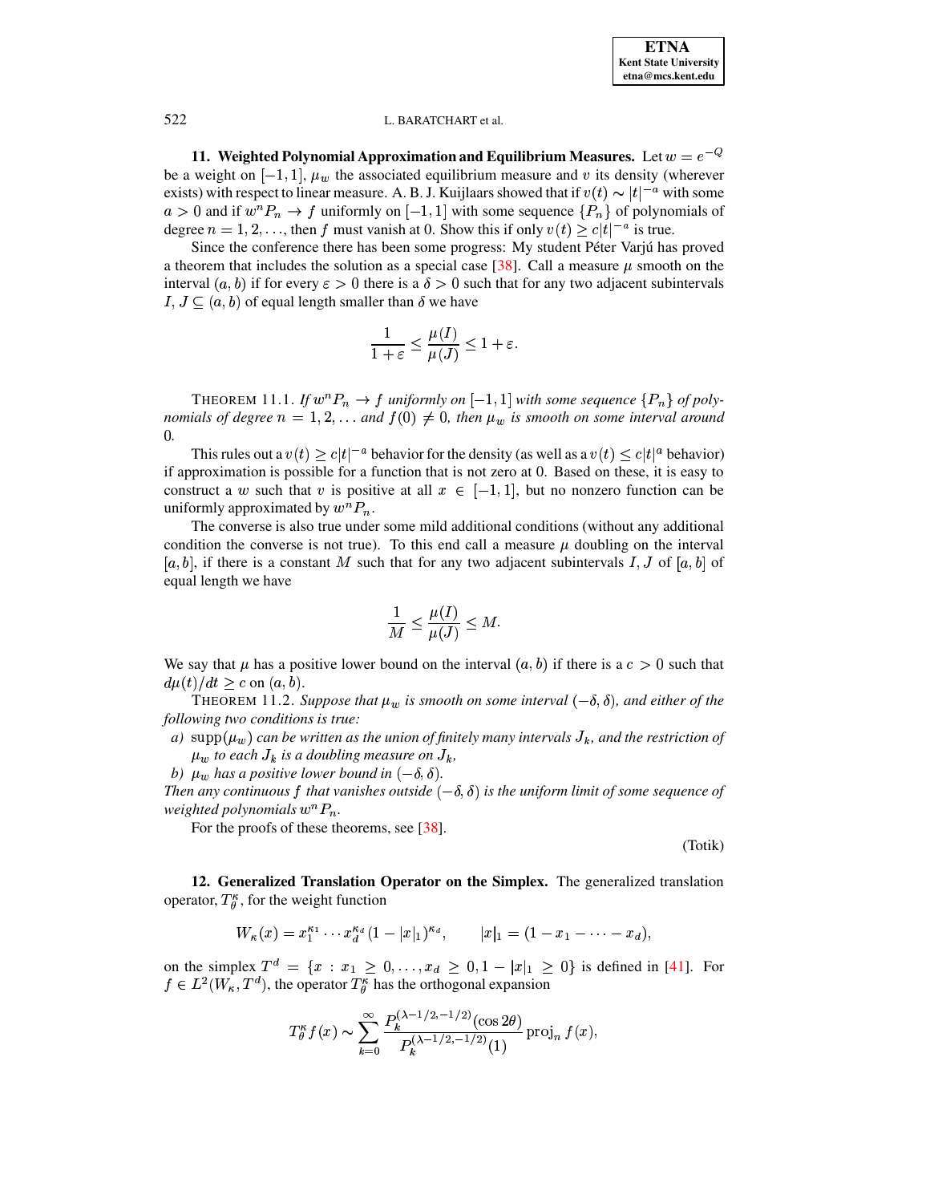## 11. Weighted Polynomial Approximation and Equilibrium Measures.

Let $w = e^{-Q}$ be a weight on $[-1,1]$, $\mu_w$ the associated equilibrium measure and $v$ its density (wherever exists) with respect to linear measure. A. B. J. Kuijlaars showed that if $v(t) \sim |t|^{-a}$ with some $a > 0$ and if $w^n P_n \to f$ uniformly on $[-1,1]$ with some sequence $\{P_n\}$ of polynomials of degree $n = 1, 2, \ldots$, then $f$ must vanish at 0. Show this if only $v(t) \geq c|t|^{-a}$ is true.

Since the conference there has been some progress: My student Péter Varjú has proved a theorem that includes the solution as a special case [38]. Call a measure $\mu$ smooth on the interval $(a,b)$ if for every $\varepsilon > 0$ there is a $\delta > 0$ such that for any two adjacent subintervals $I, J \subseteq (a,b)$ of equal length smaller than $\delta$ we have

$$\frac{1}{1+\varepsilon} \leq \frac{\mu(I)}{\mu(J)} \leq 1 + \varepsilon.$$

THEOREM 11.1. *If $w^n P_n \to f$ uniformly on $[-1,1]$ with some sequence $\{P_n\}$ of polynomials of degree $n = 1, 2, \ldots$ and $f(0) \neq 0$, then $\mu_w$ is smooth on some interval around 0.*

This rules out a $v(t) \geq c|t|^{-a}$ behavior for the density (as well as a $v(t) \leq c|t|^{a}$ behavior) if approximation is possible for a function that is not zero at 0. Based on these, it is easy to construct a $w$ such that $v$ is positive at all $x \in [-1,1]$, but no nonzero function can be uniformly approximated by $w^n P_n$.

The converse is also true under some mild additional conditions (without any additional condition the converse is not true). To this end call a measure $\mu$ doubling on the interval $[a,b]$, if there is a constant $M$ such that for any two adjacent subintervals $I, J$ of $[a,b]$ of equal length we have

$$\frac{1}{M} \leq \frac{\mu(I)}{\mu(J)} \leq M.$$

We say that $\mu$ has a positive lower bound on the interval $(a,b)$ if there is a $c > 0$ such that $d\mu(t)/dt \geq c$ on $(a,b)$.

THEOREM 11.2. *Suppose that $\mu_w$ is smooth on some interval $(-\delta, \delta)$, and either of the following two conditions is true:*

*a) $\operatorname{supp}(\mu_w)$ can be written as the union of finitely many intervals $J_k$, and the restriction of $\mu_w$ to each $J_k$ is a doubling measure on $J_k$,*

*b) $\mu_w$ has a positive lower bound in $(-\delta, \delta)$.*

*Then any continuous $f$ that vanishes outside $(-\delta, \delta)$ is the uniform limit of some sequence of weighted polynomials $w^n P_n$.*

For the proofs of these theorems, see [38].

(Totik)

## 12. Generalized Translation Operator on the Simplex.

The generalized translation operator, $T_\theta^\kappa$, for the weight function

$$W_\kappa(x) = x_1^{\kappa_1} \cdots x_d^{\kappa_d} (1 - |x|_1)^{\kappa_d}, \qquad |x|_1 = (1 - x_1 - \cdots - x_d),$$

on the simplex $T^d = \{x : x_1 \geq 0, \ldots, x_d \geq 0, 1 - |x|_1 \geq 0\}$ is defined in [41]. For $f \in L^2(W_\kappa, T^d)$, the operator $T_\theta^\kappa$ has the orthogonal expansion

$$T_\theta^\kappa f(x) \sim \sum_{k=0}^{\infty} \frac{P_k^{(\lambda - 1/2, -1/2)}(\cos 2\theta)}{P_k^{(\lambda - 1/2, -1/2)}(1)} \operatorname{proj}_n f(x),$$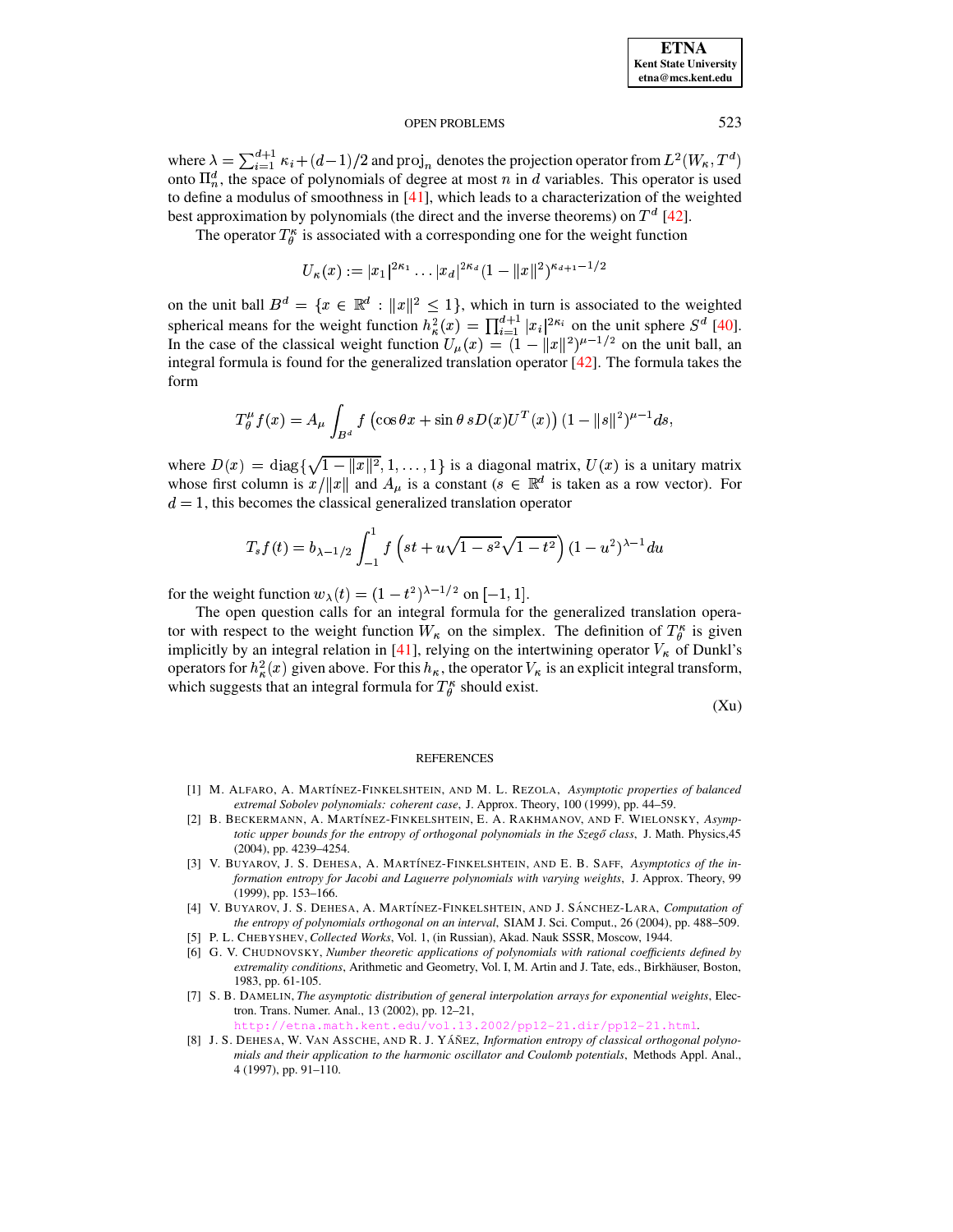where $\lambda = \sum_{i=1}^{d+1} \kappa_i + (d-1)/2$ and $\mathrm{proj}_n$ denotes the projection operator from $L^2(W_\kappa, T^d)$ onto $\Pi_n^d$, the space of polynomials of degree at most $n$ in $d$ variables. This operator is used to define a modulus of smoothness in [41], which leads to a characterization of the weighted best approximation by polynomials (the direct and the inverse theorems) on $T^d$ [42].

The operator $T_\theta^\kappa$ is associated with a corresponding one for the weight function

$$U_\kappa(x) := |x_1|^{2\kappa_1} \dots |x_d|^{2\kappa_d} (1 - \|x\|^2)^{\kappa_{d+1} - 1/2}$$

on the unit ball $B^d = \{x \in \mathbb{R}^d : \|x\|^2 \leq 1\}$, which in turn is associated to the weighted spherical means for the weight function $h_\kappa^2(x) = \prod_{i=1}^{d+1} |x_i|^{2\kappa_i}$ on the unit sphere $S^d$ [40]. In the case of the classical weight function $U_\mu(x) = (1 - \|x\|^2)^{\mu - 1/2}$ on the unit ball, an integral formula is found for the generalized translation operator [42]. The formula takes the form

$$T_\theta^\mu f(x) = A_\mu \int_{B^d} f\left(\cos\theta x + \sin\theta\, s D(x) U^T(x)\right) (1 - \|s\|^2)^{\mu - 1} ds,$$

where $D(x) = \mathrm{diag}\{\sqrt{1 - \|x\|^2}, 1, \dots, 1\}$ is a diagonal matrix, $U(x)$ is a unitary matrix whose first column is $x/\|x\|$ and $A_\mu$ is a constant ($s \in \mathbb{R}^d$ is taken as a row vector). For $d = 1$, this becomes the classical generalized translation operator

$$T_s f(t) = b_{\lambda - 1/2} \int_{-1}^{1} f\left(st + u\sqrt{1 - s^2}\sqrt{1 - t^2}\right) (1 - u^2)^{\lambda - 1} du$$

for the weight function $w_\lambda(t) = (1 - t^2)^{\lambda - 1/2}$ on $[-1, 1]$.

The open question calls for an integral formula for the generalized translation operator with respect to the weight function $W_\kappa$ on the simplex. The definition of $T_\theta^\kappa$ is given implicitly by an integral relation in [41], relying on the intertwining operator $V_\kappa$ of Dunkl's operators for $h_\kappa^2(x)$ given above. For this $h_\kappa$, the operator $V_\kappa$ is an explicit integral transform, which suggests that an integral formula for $T_\theta^\kappa$ should exist.

(Xu)

## REFERENCES

[1] M. Alfaro, A. Martínez-Finkelshtein, and M. L. Rezola, *Asymptotic properties of balanced extremal Sobolev polynomials: coherent case*, J. Approx. Theory, 100 (1999), pp. 44–59.

[2] B. Beckermann, A. Martínez-Finkelshtein, E. A. Rakhmanov, and F. Wielonsky, *Asymptotic upper bounds for the entropy of orthogonal polynomials in the Szegő class*, J. Math. Physics,45 (2004), pp. 4239–4254.

[3] V. Buyarov, J. S. Dehesa, A. Martínez-Finkelshtein, and E. B. Saff, *Asymptotics of the information entropy for Jacobi and Laguerre polynomials with varying weights*, J. Approx. Theory, 99 (1999), pp. 153–166.

[4] V. Buyarov, J. S. Dehesa, A. Martínez-Finkelshtein, and J. Sánchez-Lara, *Computation of the entropy of polynomials orthogonal on an interval*, SIAM J. Sci. Comput., 26 (2004), pp. 488–509.

[5] P. L. Chebyshev, *Collected Works*, Vol. 1, (in Russian), Akad. Nauk SSSR, Moscow, 1944.

[6] G. V. Chudnovsky, *Number theoretic applications of polynomials with rational coefficients defined by extremality conditions*, Arithmetic and Geometry, Vol. I, M. Artin and J. Tate, eds., Birkhäuser, Boston, 1983, pp. 61-105.

[7] S. B. Damelin, *The asymptotic distribution of general interpolation arrays for exponential weights*, Electron. Trans. Numer. Anal., 13 (2002), pp. 12–21, http://etna.math.kent.edu/vol.13.2002/pp12-21.dir/pp12-21.html.

[8] J. S. Dehesa, W. Van Assche, and R. J. Yáñez, *Information entropy of classical orthogonal polynomials and their application to the harmonic oscillator and Coulomb potentials*, Methods Appl. Anal., 4 (1997), pp. 91–110.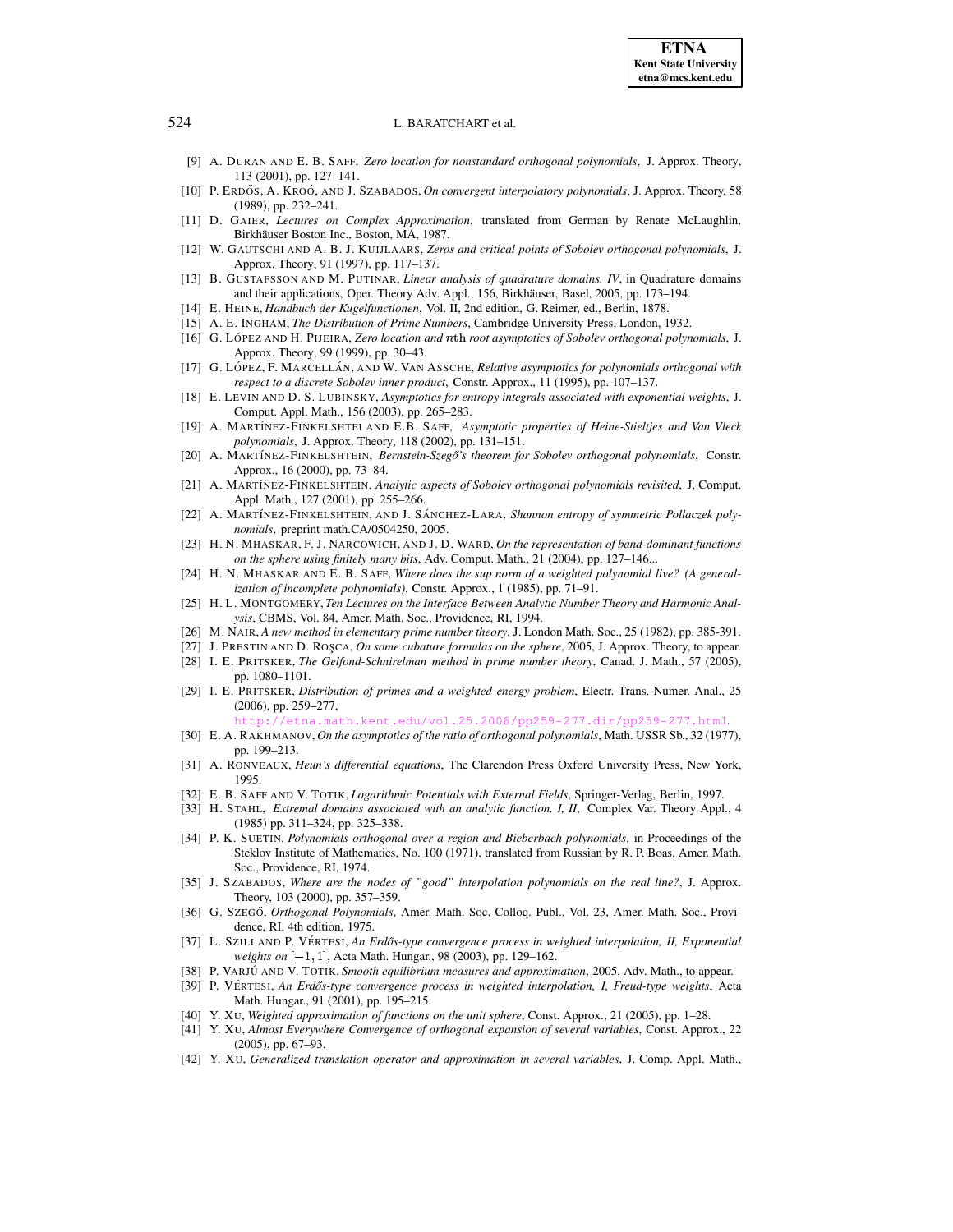[9] A. DURAN AND E. B. SAFF, *Zero location for nonstandard orthogonal polynomials*, J. Approx. Theory, 113 (2001), pp. 127–141.

[10] P. ERDŐS, A. KROÓ, AND J. SZABADOS, *On convergent interpolatory polynomials*, J. Approx. Theory, 58 (1989), pp. 232–241.

[11] D. GAIER, *Lectures on Complex Approximation*, translated from German by Renate McLaughlin, Birkhäuser Boston Inc., Boston, MA, 1987.

[12] W. GAUTSCHI AND A. B. J. KUIJLAARS, *Zeros and critical points of Sobolev orthogonal polynomials*, J. Approx. Theory, 91 (1997), pp. 117–137.

[13] B. GUSTAFSSON AND M. PUTINAR, *Linear analysis of quadrature domains. IV*, in Quadrature domains and their applications, Oper. Theory Adv. Appl., 156, Birkhäuser, Basel, 2005, pp. 173–194.

[14] E. HEINE, *Handbuch der Kugelfunctionen*, Vol. II, 2nd edition, G. Reimer, ed., Berlin, 1878.

[15] A. E. INGHAM, *The Distribution of Prime Numbers*, Cambridge University Press, London, 1932.

[16] G. LÓPEZ AND H. PIJEIRA, *Zero location and* nth *root asymptotics of Sobolev orthogonal polynomials*, J. Approx. Theory, 99 (1999), pp. 30–43.

[17] G. LÓPEZ, F. MARCELLÁN, AND W. VAN ASSCHE, *Relative asymptotics for polynomials orthogonal with respect to a discrete Sobolev inner product*, Constr. Approx., 11 (1995), pp. 107–137.

[18] E. LEVIN AND D. S. LUBINSKY, *Asymptotics for entropy integrals associated with exponential weights*, J. Comput. Appl. Math., 156 (2003), pp. 265–283.

[19] A. MARTÍNEZ-FINKELSHTEI AND E.B. SAFF, *Asymptotic properties of Heine-Stieltjes and Van Vleck polynomials*, J. Approx. Theory, 118 (2002), pp. 131–151.

[20] A. MARTÍNEZ-FINKELSHTEIN, *Bernstein-Szegő's theorem for Sobolev orthogonal polynomials*, Constr. Approx., 16 (2000), pp. 73–84.

[21] A. MARTÍNEZ-FINKELSHTEIN, *Analytic aspects of Sobolev orthogonal polynomials revisited*, J. Comput. Appl. Math., 127 (2001), pp. 255–266.

[22] A. MARTÍNEZ-FINKELSHTEIN, AND J. SÁNCHEZ-LARA, *Shannon entropy of symmetric Pollaczek polynomials*, preprint math.CA/0504250, 2005.

[23] H. N. MHASKAR, F. J. NARCOWICH, AND J. D. WARD, *On the representation of band-dominant functions on the sphere using finitely many bits*, Adv. Comput. Math., 21 (2004), pp. 127–146..

[24] H. N. MHASKAR AND E. B. SAFF, *Where does the sup norm of a weighted polynomial live? (A generalization of incomplete polynomials)*, Constr. Approx., 1 (1985), pp. 71–91.

[25] H. L. MONTGOMERY, *Ten Lectures on the Interface Between Analytic Number Theory and Harmonic Analysis*, CBMS, Vol. 84, Amer. Math. Soc., Providence, RI, 1994.

[26] M. NAIR, *A new method in elementary prime number theory*, J. London Math. Soc., 25 (1982), pp. 385-391.

[27] J. PRESTIN AND D. ROŞCA, *On some cubature formulas on the sphere*, 2005, J. Approx. Theory, to appear.

[28] I. E. PRITSKER, *The Gelfond-Schnirelman method in prime number theory*, Canad. J. Math., 57 (2005), pp. 1080–1101.

[29] I. E. PRITSKER, *Distribution of primes and a weighted energy problem*, Electr. Trans. Numer. Anal., 25 (2006), pp. 259–277, http://etna.math.kent.edu/vol.25.2006/pp259-277.dir/pp259-277.html.

[30] E. A. RAKHMANOV, *On the asymptotics of the ratio of orthogonal polynomials*, Math. USSR Sb., 32 (1977), pp. 199–213.

[31] A. RONVEAUX, *Heun's differential equations*, The Clarendon Press Oxford University Press, New York, 1995.

[32] E. B. SAFF AND V. TOTIK, *Logarithmic Potentials with External Fields*, Springer-Verlag, Berlin, 1997.

[33] H. STAHL, *Extremal domains associated with an analytic function. I, II*, Complex Var. Theory Appl., 4 (1985) pp. 311–324, pp. 325–338.

[34] P. K. SUETIN, *Polynomials orthogonal over a region and Bieberbach polynomials*, in Proceedings of the Steklov Institute of Mathematics, No. 100 (1971), translated from Russian by R. P. Boas, Amer. Math. Soc., Providence, RI, 1974.

[35] J. SZABADOS, *Where are the nodes of "good" interpolation polynomials on the real line?*, J. Approx. Theory, 103 (2000), pp. 357–359.

[36] G. SZEGŐ, *Orthogonal Polynomials*, Amer. Math. Soc. Colloq. Publ., Vol. 23, Amer. Math. Soc., Providence, RI, 4th edition, 1975.

[37] L. SZILI AND P. VÉRTESI, *An Erdős-type convergence process in weighted interpolation, II, Exponential weights on* $[-1,1]$, Acta Math. Hungar., 98 (2003), pp. 129–162.

[38] P. VARJÚ AND V. TOTIK, *Smooth equilibrium measures and approximation*, 2005, Adv. Math., to appear.

[39] P. VÉRTESI, *An Erdős-type convergence process in weighted interpolation, I, Freud-type weights*, Acta Math. Hungar., 91 (2001), pp. 195–215.

[40] Y. XU, *Weighted approximation of functions on the unit sphere*, Const. Approx., 21 (2005), pp. 1–28.

[41] Y. XU, *Almost Everywhere Convergence of orthogonal expansion of several variables*, Const. Approx., 22 (2005), pp. 67–93.

[42] Y. XU, *Generalized translation operator and approximation in several variables*, J. Comp. Appl. Math.,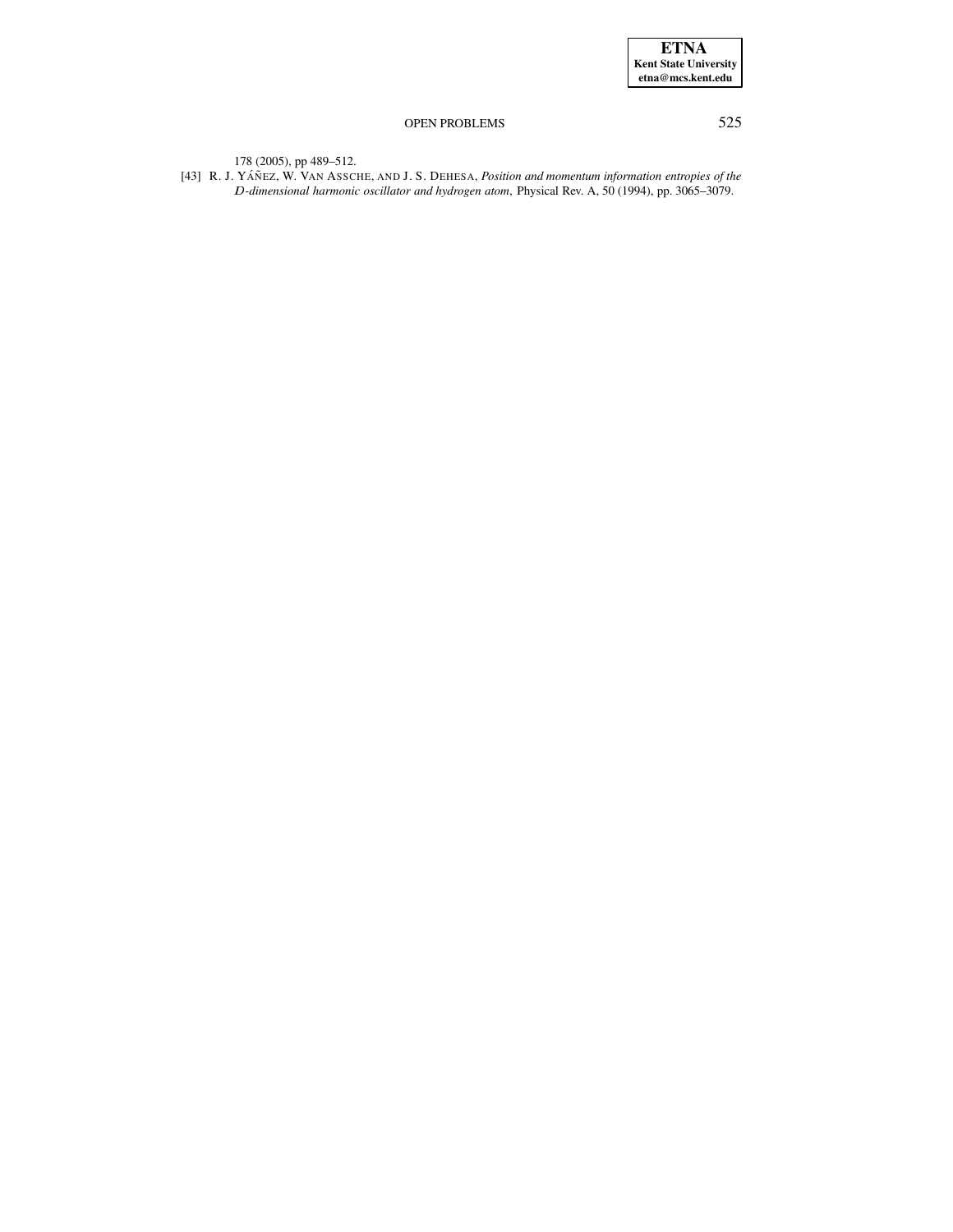178 (2005), pp 489–512.

[43] R. J. YÁÑEZ, W. VAN ASSCHE, AND J. S. DEHESA, *Position and momentum information entropies of the $D$-dimensional harmonic oscillator and hydrogen atom*, Physical Rev. A, 50 (1994), pp. 3065–3079.